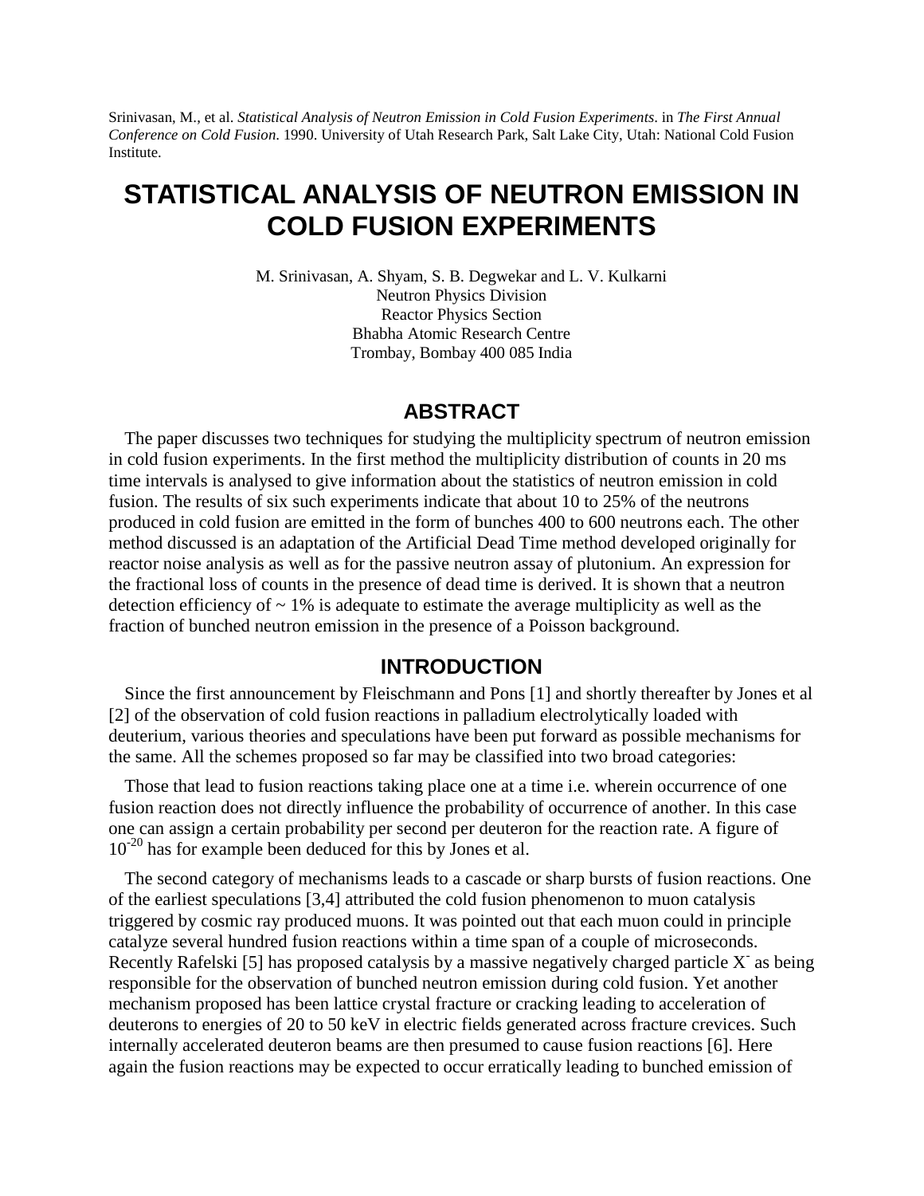Srinivasan, M., et al. *Statistical Analysis of Neutron Emission in Cold Fusion Experiments*. in *The First Annual Conference on Cold Fusion*. 1990. University of Utah Research Park, Salt Lake City, Utah: National Cold Fusion Institute.

# STATISTICAL ANALYSIS OF NEUTRON EMISSION IN COLD FUSION EXPERIMENTS

M. Srinivasan, A. Shyam, S. B. Degwekar and L. V. Kulkarni
Neutron Physics Division
Reactor Physics Section
Bhabha Atomic Research Centre
Trombay, Bombay 400 085 India

## ABSTRACT

The paper discusses two techniques for studying the multiplicity spectrum of neutron emission in cold fusion experiments. In the first method the multiplicity distribution of counts in 20 ms time intervals is analysed to give information about the statistics of neutron emission in cold fusion. The results of six such experiments indicate that about 10 to 25% of the neutrons produced in cold fusion are emitted in the form of bunches 400 to 600 neutrons each. The other method discussed is an adaptation of the Artificial Dead Time method developed originally for reactor noise analysis as well as for the passive neutron assay of plutonium. An expression for the fractional loss of counts in the presence of dead time is derived. It is shown that a neutron detection efficiency of ~ 1% is adequate to estimate the average multiplicity as well as the fraction of bunched neutron emission in the presence of a Poisson background.

## INTRODUCTION

Since the first announcement by Fleischmann and Pons [1] and shortly thereafter by Jones et al [2] of the observation of cold fusion reactions in palladium electrolytically loaded with deuterium, various theories and speculations have been put forward as possible mechanisms for the same. All the schemes proposed so far may be classified into two broad categories:

Those that lead to fusion reactions taking place one at a time i.e. wherein occurrence of one fusion reaction does not directly influence the probability of occurrence of another. In this case one can assign a certain probability per second per deuteron for the reaction rate. A figure of $10^{-20}$ has for example been deduced for this by Jones et al.

The second category of mechanisms leads to a cascade or sharp bursts of fusion reactions. One of the earliest speculations [3,4] attributed the cold fusion phenomenon to muon catalysis triggered by cosmic ray produced muons. It was pointed out that each muon could in principle catalyze several hundred fusion reactions within a time span of a couple of microseconds. Recently Rafelski [5] has proposed catalysis by a massive negatively charged particle $X^-$ as being responsible for the observation of bunched neutron emission during cold fusion. Yet another mechanism proposed has been lattice crystal fracture or cracking leading to acceleration of deuterons to energies of 20 to 50 keV in electric fields generated across fracture crevices. Such internally accelerated deuteron beams are then presumed to cause fusion reactions [6]. Here again the fusion reactions may be expected to occur erratically leading to bunched emission of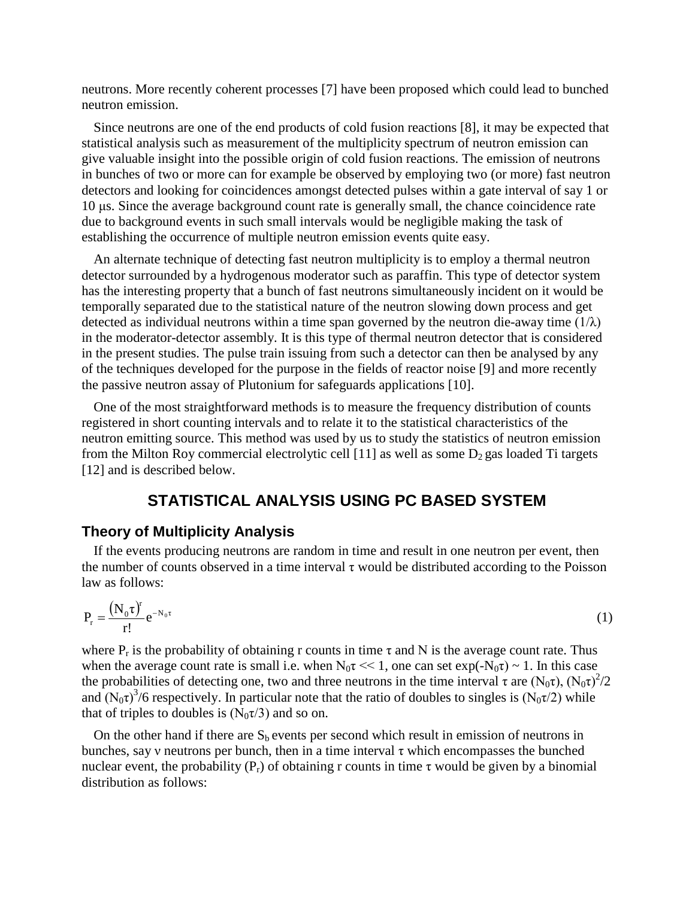neutrons. More recently coherent processes [7] have been proposed which could lead to bunched neutron emission.

Since neutrons are one of the end products of cold fusion reactions [8], it may be expected that statistical analysis such as measurement of the multiplicity spectrum of neutron emission can give valuable insight into the possible origin of cold fusion reactions. The emission of neutrons in bunches of two or more can for example be observed by employing two (or more) fast neutron detectors and looking for coincidences amongst detected pulses within a gate interval of say 1 or 10 μs. Since the average background count rate is generally small, the chance coincidence rate due to background events in such small intervals would be negligible making the task of establishing the occurrence of multiple neutron emission events quite easy.

An alternate technique of detecting fast neutron multiplicity is to employ a thermal neutron detector surrounded by a hydrogenous moderator such as paraffin. This type of detector system has the interesting property that a bunch of fast neutrons simultaneously incident on it would be temporally separated due to the statistical nature of the neutron slowing down process and get detected as individual neutrons within a time span governed by the neutron die-away time ($1/\lambda$) in the moderator-detector assembly. It is this type of thermal neutron detector that is considered in the present studies. The pulse train issuing from such a detector can then be analysed by any of the techniques developed for the purpose in the fields of reactor noise [9] and more recently the passive neutron assay of Plutonium for safeguards applications [10].

One of the most straightforward methods is to measure the frequency distribution of counts registered in short counting intervals and to relate it to the statistical characteristics of the neutron emitting source. This method was used by us to study the statistics of neutron emission from the Milton Roy commercial electrolytic cell [11] as well as some $D_2$ gas loaded Ti targets [12] and is described below.

## STATISTICAL ANALYSIS USING PC BASED SYSTEM

### Theory of Multiplicity Analysis

If the events producing neutrons are random in time and result in one neutron per event, then the number of counts observed in a time interval $\tau$ would be distributed according to the Poisson law as follows:

$$P_r = \frac{(N_0\tau)^r}{r!} e^{-N_0\tau} \tag{1}$$

where $P_r$ is the probability of obtaining r counts in time $\tau$ and N is the average count rate. Thus when the average count rate is small i.e. when $N_0\tau << 1$, one can set $\exp(-N_0\tau) \sim 1$. In this case the probabilities of detecting one, two and three neutrons in the time interval $\tau$ are $(N_0\tau)$, $(N_0\tau)^2/2$ and $(N_0\tau)^3/6$ respectively. In particular note that the ratio of doubles to singles is $(N_0\tau/2)$ while that of triples to doubles is $(N_0\tau/3)$ and so on.

On the other hand if there are $S_b$ events per second which result in emission of neutrons in bunches, say $\nu$ neutrons per bunch, then in a time interval $\tau$ which encompasses the bunched nuclear event, the probability ($P_r$) of obtaining r counts in time $\tau$ would be given by a binomial distribution as follows: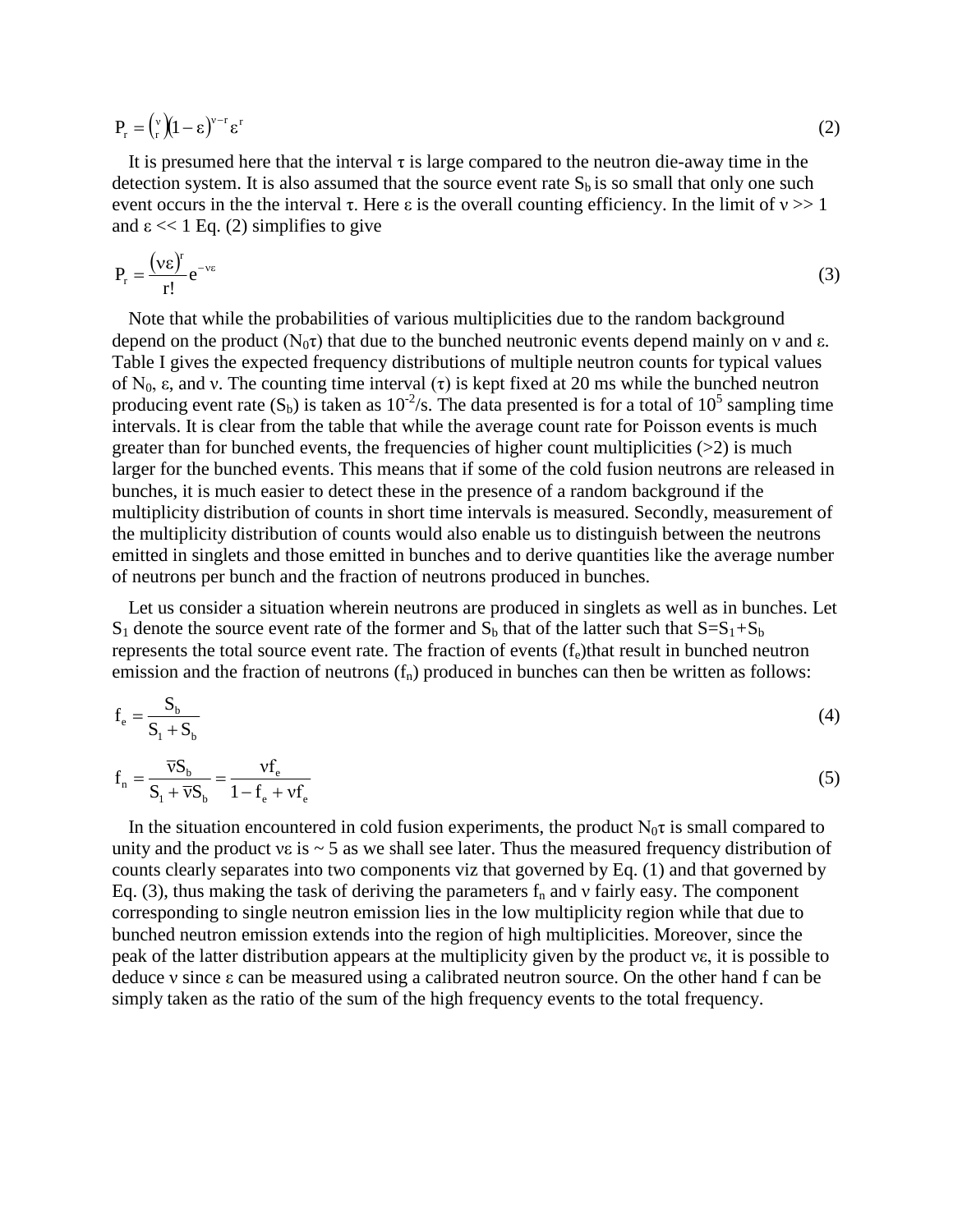$$P_r = \binom{\nu}{r}(1-\varepsilon)^{\nu-r}\varepsilon^r \tag{2}$$

It is presumed here that the interval $\tau$ is large compared to the neutron die-away time in the detection system. It is also assumed that the source event rate $S_b$ is so small that only one such event occurs in the the interval $\tau$. Here $\varepsilon$ is the overall counting efficiency. In the limit of $\nu >> 1$ and $\varepsilon << 1$ Eq. (2) simplifies to give

$$P_r = \frac{(\nu\varepsilon)^r}{r!}e^{-\nu\varepsilon} \tag{3}$$

Note that while the probabilities of various multiplicities due to the random background depend on the product ($N_0\tau$) that due to the bunched neutronic events depend mainly on $\nu$ and $\varepsilon$. Table I gives the expected frequency distributions of multiple neutron counts for typical values of $N_0$, $\varepsilon$, and $\nu$. The counting time interval ($\tau$) is kept fixed at 20 ms while the bunched neutron producing event rate ($S_b$) is taken as $10^{-2}$/s. The data presented is for a total of $10^5$ sampling time intervals. It is clear from the table that while the average count rate for Poisson events is much greater than for bunched events, the frequencies of higher count multiplicities (>2) is much larger for the bunched events. This means that if some of the cold fusion neutrons are released in bunches, it is much easier to detect these in the presence of a random background if the multiplicity distribution of counts in short time intervals is measured. Secondly, measurement of the multiplicity distribution of counts would also enable us to distinguish between the neutrons emitted in singlets and those emitted in bunches and to derive quantities like the average number of neutrons per bunch and the fraction of neutrons produced in bunches.

Let us consider a situation wherein neutrons are produced in singlets as well as in bunches. Let $S_1$ denote the source event rate of the former and $S_b$ that of the latter such that $S=S_1+S_b$ represents the total source event rate. The fraction of events ($f_e$)that result in bunched neutron emission and the fraction of neutrons ($f_n$) produced in bunches can then be written as follows:

$$f_e = \frac{S_b}{S_1 + S_b} \tag{4}$$

$$f_n = \frac{\bar{\nu}S_b}{S_1 + \bar{\nu}S_b} = \frac{\nu f_e}{1 - f_e + \nu f_e} \tag{5}$$

In the situation encountered in cold fusion experiments, the product $N_0\tau$ is small compared to unity and the product $\nu\varepsilon$ is ~ 5 as we shall see later. Thus the measured frequency distribution of counts clearly separates into two components viz that governed by Eq. (1) and that governed by Eq. (3), thus making the task of deriving the parameters $f_n$ and $\nu$ fairly easy. The component corresponding to single neutron emission lies in the low multiplicity region while that due to bunched neutron emission extends into the region of high multiplicities. Moreover, since the peak of the latter distribution appears at the multiplicity given by the product $\nu\varepsilon$, it is possible to deduce $\nu$ since $\varepsilon$ can be measured using a calibrated neutron source. On the other hand f can be simply taken as the ratio of the sum of the high frequency events to the total frequency.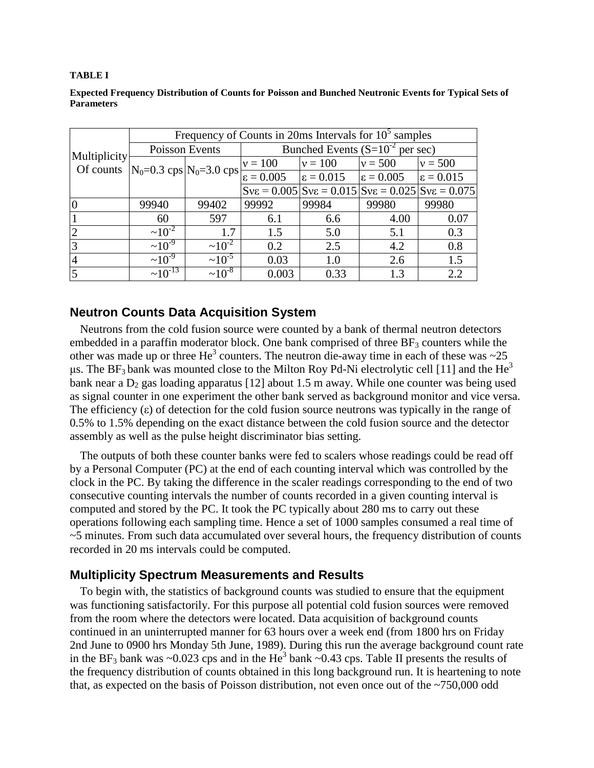**TABLE I**

**Expected Frequency Distribution of Counts for Poisson and Bunched Neutronic Events for Typical Sets of Parameters**

| Multiplicity Of counts | Frequency of Counts in 20ms Intervals for $10^5$ samples | | | | | |
|---|---|---|---|---|---|---|
| | Poisson Events | | Bunched Events ($S=10^{-2}$ per sec) | | | |
| | $N_0$=0.3 cps | $N_0$=3.0 cps | $\nu = 100$, $\varepsilon = 0.005$, $S\nu\varepsilon = 0.005$ | $\nu = 100$, $\varepsilon = 0.015$, $S\nu\varepsilon = 0.015$ | $\nu = 500$, $\varepsilon = 0.005$, $S\nu\varepsilon = 0.025$ | $\nu = 500$, $\varepsilon = 0.015$, $S\nu\varepsilon = 0.075$ |
| 0 | 99940 | 99402 | 99992 | 99984 | 99980 | 99980 |
| 1 | 60 | 597 | 6.1 | 6.6 | 4.00 | 0.07 |
| 2 | $\sim 10^{-2}$ | 1.7 | 1.5 | 5.0 | 5.1 | 0.3 |
| 3 | $\sim 10^{-9}$ | $\sim 10^{-2}$ | 0.2 | 2.5 | 4.2 | 0.8 |
| 4 | $\sim 10^{-9}$ | $\sim 10^{-5}$ | 0.03 | 1.0 | 2.6 | 1.5 |
| 5 | $\sim 10^{-13}$ | $\sim 10^{-8}$ | 0.003 | 0.33 | 1.3 | 2.2 |

## Neutron Counts Data Acquisition System

Neutrons from the cold fusion source were counted by a bank of thermal neutron detectors embedded in a paraffin moderator block. One bank comprised of three $BF_3$ counters while the other was made up or three $He^3$ counters. The neutron die-away time in each of these was ~25 μs. The $BF_3$ bank was mounted close to the Milton Roy Pd-Ni electrolytic cell [11] and the $He^3$ bank near a $D_2$ gas loading apparatus [12] about 1.5 m away. While one counter was being used as signal counter in one experiment the other bank served as background monitor and vice versa. The efficiency ($\varepsilon$) of detection for the cold fusion source neutrons was typically in the range of 0.5% to 1.5% depending on the exact distance between the cold fusion source and the detector assembly as well as the pulse height discriminator bias setting.

The outputs of both these counter banks were fed to scalers whose readings could be read off by a Personal Computer (PC) at the end of each counting interval which was controlled by the clock in the PC. By taking the difference in the scaler readings corresponding to the end of two consecutive counting intervals the number of counts recorded in a given counting interval is computed and stored by the PC. It took the PC typically about 280 ms to carry out these operations following each sampling time. Hence a set of 1000 samples consumed a real time of ~5 minutes. From such data accumulated over several hours, the frequency distribution of counts recorded in 20 ms intervals could be computed.

## Multiplicity Spectrum Measurements and Results

To begin with, the statistics of background counts was studied to ensure that the equipment was functioning satisfactorily. For this purpose all potential cold fusion sources were removed from the room where the detectors were located. Data acquisition of background counts continued in an uninterrupted manner for 63 hours over a week end (from 1800 hrs on Friday 2nd June to 0900 hrs Monday 5th June, 1989). During this run the average background count rate in the $BF_3$ bank was ~0.023 cps and in the $He^3$ bank ~0.43 cps. Table II presents the results of the frequency distribution of counts obtained in this long background run. It is heartening to note that, as expected on the basis of Poisson distribution, not even once out of the ~750,000 odd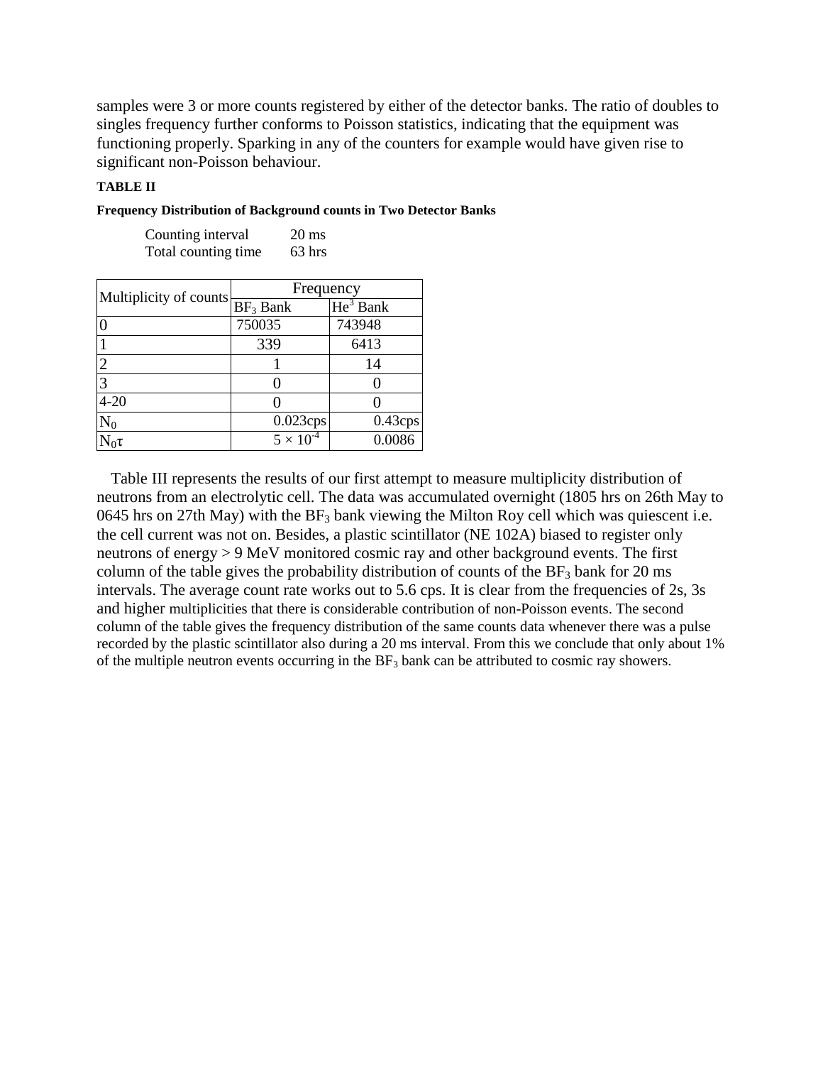samples were 3 or more counts registered by either of the detector banks. The ratio of doubles to singles frequency further conforms to Poisson statistics, indicating that the equipment was functioning properly. Sparking in any of the counters for example would have given rise to significant non-Poisson behaviour.

**TABLE II**

**Frequency Distribution of Background counts in Two Detector Banks**

Counting interval 20 ms
Total counting time 63 hrs

| Multiplicity of counts | Frequency | |
|---|---|---|
| | $BF_3$ Bank | $He^3$ Bank |
| 0 | 750035 | 743948 |
| 1 | 339 | 6413 |
| 2 | 1 | 14 |
| 3 | 0 | 0 |
| 4-20 | 0 | 0 |
| $N_0$ | 0.023cps | 0.43cps |
| $N_0\tau$ | $5 \times 10^{-4}$ | 0.0086 |

Table III represents the results of our first attempt to measure multiplicity distribution of neutrons from an electrolytic cell. The data was accumulated overnight (1805 hrs on 26th May to 0645 hrs on 27th May) with the $BF_3$ bank viewing the Milton Roy cell which was quiescent i.e. the cell current was not on. Besides, a plastic scintillator (NE 102A) biased to register only neutrons of energy > 9 MeV monitored cosmic ray and other background events. The first column of the table gives the probability distribution of counts of the $BF_3$ bank for 20 ms intervals. The average count rate works out to 5.6 cps. It is clear from the frequencies of 2s, 3s and higher multiplicities that there is considerable contribution of non-Poisson events. The second column of the table gives the frequency distribution of the same counts data whenever there was a pulse recorded by the plastic scintillator also during a 20 ms interval. From this we conclude that only about 1% of the multiple neutron events occurring in the $BF_3$ bank can be attributed to cosmic ray showers.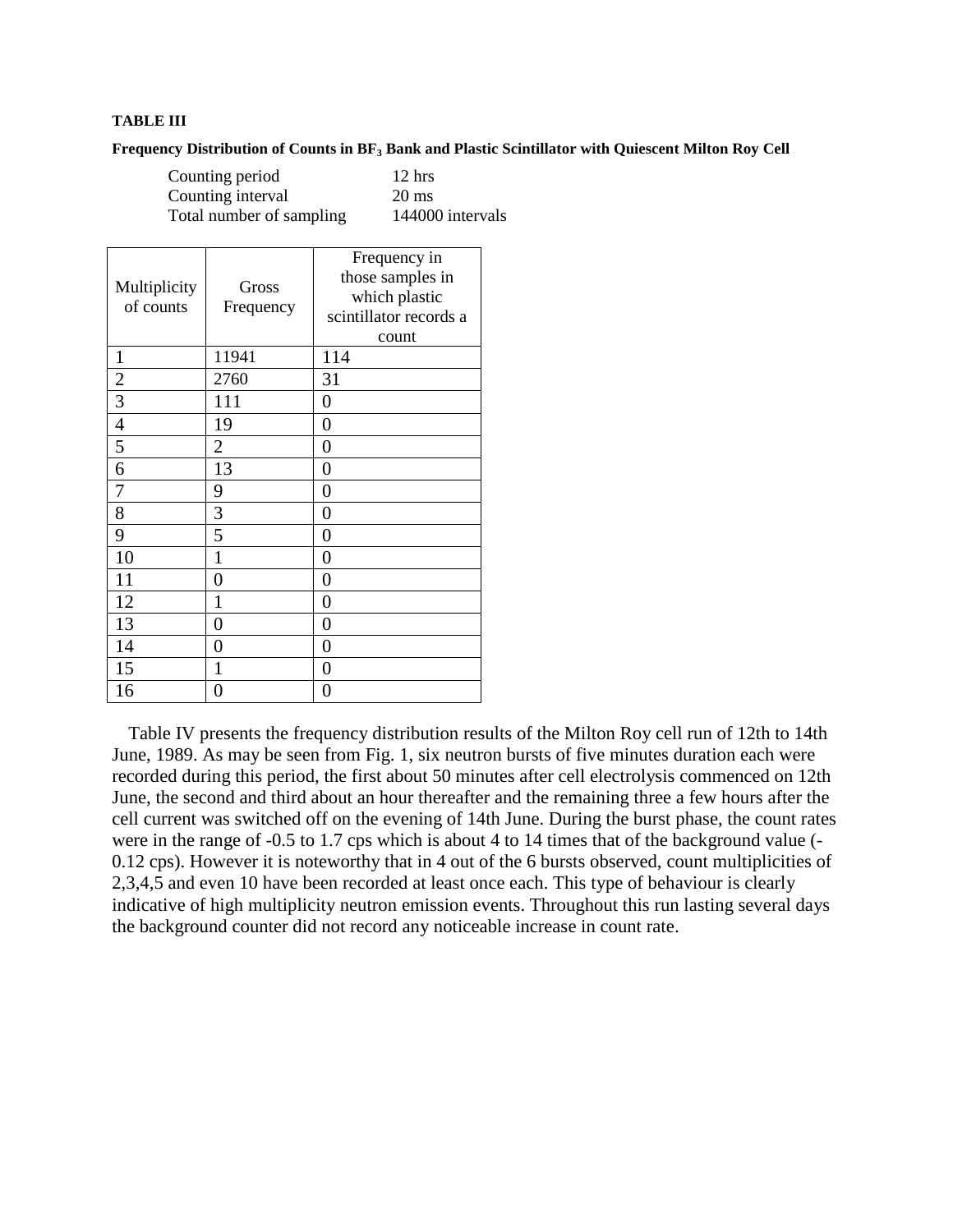**TABLE III**

**Frequency Distribution of Counts in $BF_3$ Bank and Plastic Scintillator with Quiescent Milton Roy Cell**

Counting period 12 hrs
Counting interval 20 ms
Total number of sampling 144000 intervals

| Multiplicity of counts | Gross Frequency | Frequency in those samples in which plastic scintillator records a count |
|---|---|---|
| 1 | 11941 | 114 |
| 2 | 2760 | 31 |
| 3 | 111 | 0 |
| 4 | 19 | 0 |
| 5 | 2 | 0 |
| 6 | 13 | 0 |
| 7 | 9 | 0 |
| 8 | 3 | 0 |
| 9 | 5 | 0 |
| 10 | 1 | 0 |
| 11 | 0 | 0 |
| 12 | 1 | 0 |
| 13 | 0 | 0 |
| 14 | 0 | 0 |
| 15 | 1 | 0 |
| 16 | 0 | 0 |

Table IV presents the frequency distribution results of the Milton Roy cell run of 12th to 14th June, 1989. As may be seen from Fig. 1, six neutron bursts of five minutes duration each were recorded during this period, the first about 50 minutes after cell electrolysis commenced on 12th June, the second and third about an hour thereafter and the remaining three a few hours after the cell current was switched off on the evening of 14th June. During the burst phase, the count rates were in the range of -0.5 to 1.7 cps which is about 4 to 14 times that of the background value (-0.12 cps). However it is noteworthy that in 4 out of the 6 bursts observed, count multiplicities of 2,3,4,5 and even 10 have been recorded at least once each. This type of behaviour is clearly indicative of high multiplicity neutron emission events. Throughout this run lasting several days the background counter did not record any noticeable increase in count rate.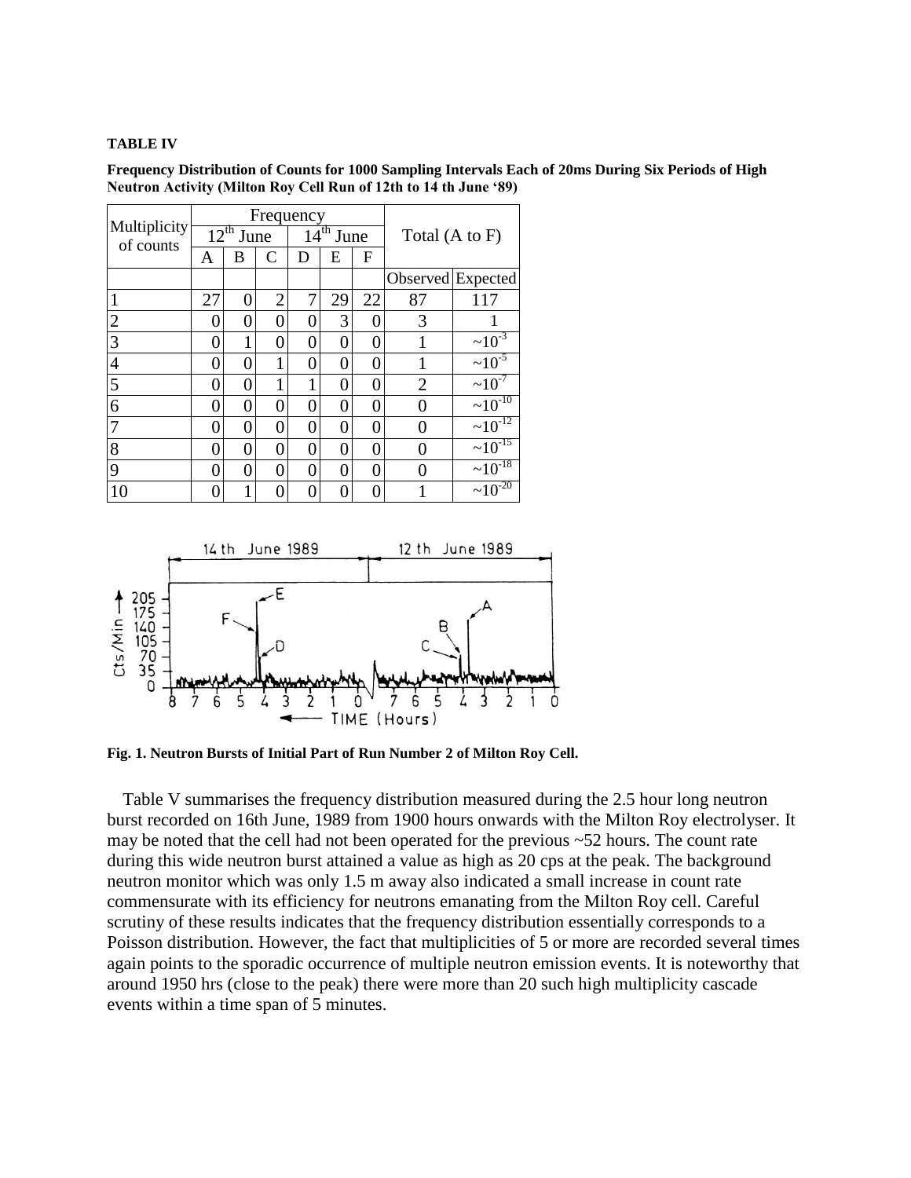**TABLE IV**

**Frequency Distribution of Counts for 1000 Sampling Intervals Each of 20ms During Six Periods of High Neutron Activity (Milton Roy Cell Run of 12th to 14 th June '89)**

| Multiplicity of counts | Frequency | | | | | | Total (A to F) | |
|---|---|---|---|---|---|---|---|---|
| | $12^{th}$ June | | | $14^{th}$ June | | | | |
| | A | B | C | D | E | F | | |
| | | | | | | | Observed | Expected |
| 1 | 27 | 0 | 2 | 7 | 29 | 22 | 87 | 117 |
| 2 | 0 | 0 | 0 | 0 | 3 | 0 | 3 | 1 |
| 3 | 0 | 1 | 0 | 0 | 0 | 0 | 1 | $\sim10^{-3}$ |
| 4 | 0 | 0 | 1 | 0 | 0 | 0 | 1 | $\sim10^{-5}$ |
| 5 | 0 | 0 | 1 | 1 | 0 | 0 | 2 | $\sim10^{-7}$ |
| 6 | 0 | 0 | 0 | 0 | 0 | 0 | 0 | $\sim10^{-10}$ |
| 7 | 0 | 0 | 0 | 0 | 0 | 0 | 0 | $\sim10^{-12}$ |
| 8 | 0 | 0 | 0 | 0 | 0 | 0 | 0 | $\sim10^{-15}$ |
| 9 | 0 | 0 | 0 | 0 | 0 | 0 | 0 | $\sim10^{-18}$ |
| 10 | 0 | 1 | 0 | 0 | 0 | 0 | 1 | $\sim10^{-20}$ |

**Fig. 1. Neutron Bursts of Initial Part of Run Number 2 of Milton Roy Cell.**

Table V summarises the frequency distribution measured during the 2.5 hour long neutron burst recorded on 16th June, 1989 from 1900 hours onwards with the Milton Roy electrolyser. It may be noted that the cell had not been operated for the previous ~52 hours. The count rate during this wide neutron burst attained a value as high as 20 cps at the peak. The background neutron monitor which was only 1.5 m away also indicated a small increase in count rate commensurate with its efficiency for neutrons emanating from the Milton Roy cell. Careful scrutiny of these results indicates that the frequency distribution essentially corresponds to a Poisson distribution. However, the fact that multiplicities of 5 or more are recorded several times again points to the sporadic occurrence of multiple neutron emission events. It is noteworthy that around 1950 hrs (close to the peak) there were more than 20 such high multiplicity cascade events within a time span of 5 minutes.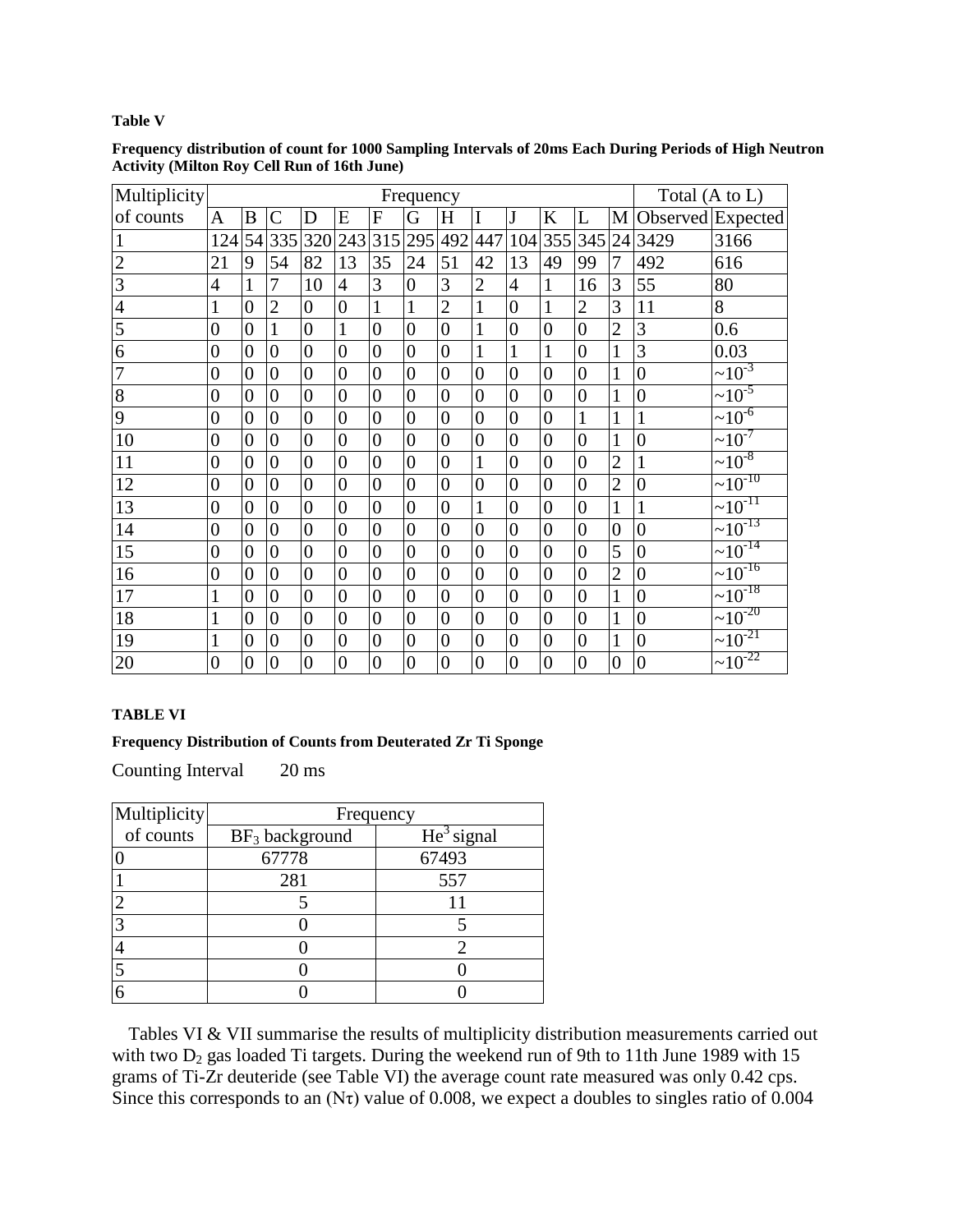**Table V**

**Frequency distribution of count for 1000 Sampling Intervals of 20ms Each During Periods of High Neutron Activity (Milton Roy Cell Run of 16th June)**

| Multiplicity | Frequency | | | | | | | | | | | | | Total (A to L) | |
|---|---|---|---|---|---|---|---|---|---|---|---|---|---|---|---|
| of counts | A | B | C | D | E | F | G | H | I | J | K | L | M | Observed | Expected |
| 1 | 124 | 54 | 335 | 320 | 243 | 315 | 295 | 492 | 447 | 104 | 355 | 345 | 24 | 3429 | 3166 |
| 2 | 21 | 9 | 54 | 82 | 13 | 35 | 24 | 51 | 42 | 13 | 49 | 99 | 7 | 492 | 616 |
| 3 | 4 | 1 | 7 | 10 | 4 | 3 | 0 | 3 | 2 | 4 | 1 | 16 | 3 | 55 | 80 |
| 4 | 1 | 0 | 2 | 0 | 0 | 1 | 1 | 2 | 1 | 0 | 1 | 2 | 3 | 11 | 8 |
| 5 | 0 | 0 | 1 | 0 | 1 | 0 | 0 | 0 | 1 | 0 | 0 | 0 | 2 | 3 | 0.6 |
| 6 | 0 | 0 | 0 | 0 | 0 | 0 | 0 | 0 | 1 | 1 | 1 | 0 | 1 | 3 | 0.03 |
| 7 | 0 | 0 | 0 | 0 | 0 | 0 | 0 | 0 | 0 | 0 | 0 | 0 | 1 | 0 | $\sim 10^{-3}$ |
| 8 | 0 | 0 | 0 | 0 | 0 | 0 | 0 | 0 | 0 | 0 | 0 | 0 | 1 | 0 | $\sim 10^{-5}$ |
| 9 | 0 | 0 | 0 | 0 | 0 | 0 | 0 | 0 | 0 | 0 | 0 | 1 | 1 | 1 | $\sim 10^{-6}$ |
| 10 | 0 | 0 | 0 | 0 | 0 | 0 | 0 | 0 | 0 | 0 | 0 | 0 | 1 | 0 | $\sim 10^{-7}$ |
| 11 | 0 | 0 | 0 | 0 | 0 | 0 | 0 | 0 | 1 | 0 | 0 | 0 | 2 | 1 | $\sim 10^{-8}$ |
| 12 | 0 | 0 | 0 | 0 | 0 | 0 | 0 | 0 | 0 | 0 | 0 | 0 | 2 | 0 | $\sim 10^{-10}$ |
| 13 | 0 | 0 | 0 | 0 | 0 | 0 | 0 | 0 | 1 | 0 | 0 | 0 | 1 | 1 | $\sim 10^{-11}$ |
| 14 | 0 | 0 | 0 | 0 | 0 | 0 | 0 | 0 | 0 | 0 | 0 | 0 | 0 | 0 | $\sim 10^{-13}$ |
| 15 | 0 | 0 | 0 | 0 | 0 | 0 | 0 | 0 | 0 | 0 | 0 | 0 | 5 | 0 | $\sim 10^{-14}$ |
| 16 | 0 | 0 | 0 | 0 | 0 | 0 | 0 | 0 | 0 | 0 | 0 | 0 | 2 | 0 | $\sim 10^{-16}$ |
| 17 | 1 | 0 | 0 | 0 | 0 | 0 | 0 | 0 | 0 | 0 | 0 | 0 | 1 | 0 | $\sim 10^{-18}$ |
| 18 | 1 | 0 | 0 | 0 | 0 | 0 | 0 | 0 | 0 | 0 | 0 | 0 | 1 | 0 | $\sim 10^{-20}$ |
| 19 | 1 | 0 | 0 | 0 | 0 | 0 | 0 | 0 | 0 | 0 | 0 | 0 | 1 | 0 | $\sim 10^{-21}$ |
| 20 | 0 | 0 | 0 | 0 | 0 | 0 | 0 | 0 | 0 | 0 | 0 | 0 | 0 | 0 | $\sim 10^{-22}$ |

**TABLE VI**

**Frequency Distribution of Counts from Deuterated Zr Ti Sponge**

Counting Interval 20 ms

| Multiplicity | Frequency | |
|---|---|---|
| of counts | $BF_3$ background | $He^3$ signal |
| 0 | 67778 | 67493 |
| 1 | 281 | 557 |
| 2 | 5 | 11 |
| 3 | 0 | 5 |
| 4 | 0 | 2 |
| 5 | 0 | 0 |
| 6 | 0 | 0 |

Tables VI & VII summarise the results of multiplicity distribution measurements carried out with two $D_2$ gas loaded Ti targets. During the weekend run of 9th to 11th June 1989 with 15 grams of Ti-Zr deuteride (see Table VI) the average count rate measured was only 0.42 cps. Since this corresponds to an $(N\tau)$ value of 0.008, we expect a doubles to singles ratio of 0.004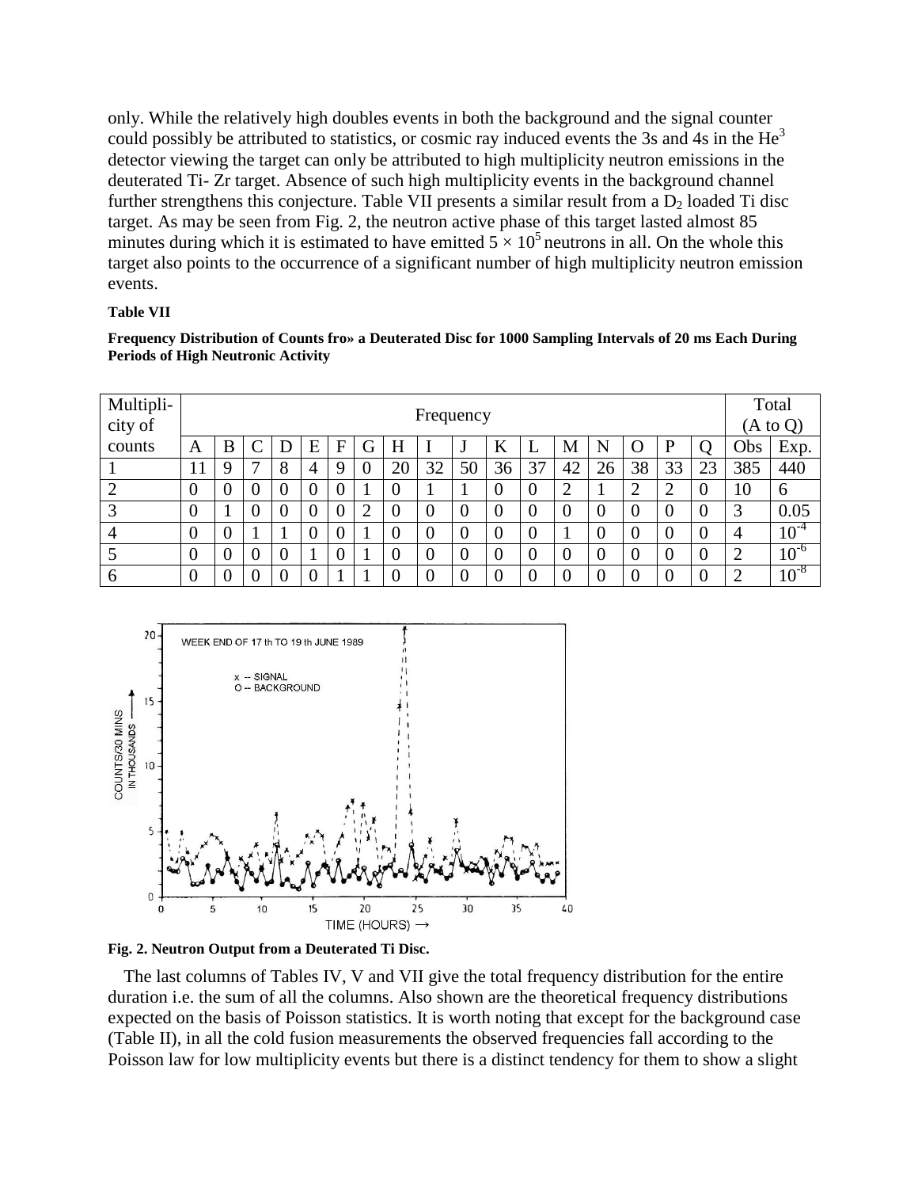only. While the relatively high doubles events in both the background and the signal counter could possibly be attributed to statistics, or cosmic ray induced events the 3s and 4s in the $He^3$ detector viewing the target can only be attributed to high multiplicity neutron emissions in the deuterated Ti- Zr target. Absence of such high multiplicity events in the background channel further strengthens this conjecture. Table VII presents a similar result from a $D_2$ loaded Ti disc target. As may be seen from Fig. 2, the neutron active phase of this target lasted almost 85 minutes during which it is estimated to have emitted $5 \times 10^5$ neutrons in all. On the whole this target also points to the occurrence of a significant number of high multiplicity neutron emission events.

**Table VII**

**Frequency Distribution of Counts fro» a Deuterated Disc for 1000 Sampling Intervals of 20 ms Each During Periods of High Neutronic Activity**

| Multiplicity of counts | Frequency | | | | | | | | | | | | | | | | | Total (A to Q) | |
|---|---|---|---|---|---|---|---|---|---|---|---|---|---|---|---|---|---|---|---|
| | A | B | C | D | E | F | G | H | I | J | K | L | M | N | O | P | Q | Obs | Exp. |
| 1 | 11 | 9 | 7 | 8 | 4 | 9 | 0 | 20 | 32 | 50 | 36 | 37 | 42 | 26 | 38 | 33 | 23 | 385 | 440 |
| 2 | 0 | 0 | 0 | 0 | 0 | 0 | 1 | 0 | 1 | 1 | 0 | 0 | 2 | 1 | 2 | 2 | 0 | 10 | 6 |
| 3 | 0 | 1 | 0 | 0 | 0 | 0 | 2 | 0 | 0 | 0 | 0 | 0 | 0 | 0 | 0 | 0 | 0 | 3 | 0.05 |
| 4 | 0 | 0 | 1 | 1 | 0 | 0 | 1 | 0 | 0 | 0 | 0 | 0 | 1 | 0 | 0 | 0 | 0 | 4 | $10^{-4}$ |
| 5 | 0 | 0 | 0 | 0 | 1 | 0 | 1 | 0 | 0 | 0 | 0 | 0 | 0 | 0 | 0 | 0 | 0 | 2 | $10^{-6}$ |
| 6 | 0 | 0 | 0 | 0 | 0 | 1 | 1 | 0 | 0 | 0 | 0 | 0 | 0 | 0 | 0 | 0 | 0 | 2 | $10^{-8}$ |

**Fig. 2. Neutron Output from a Deuterated Ti Disc.**

The last columns of Tables IV, V and VII give the total frequency distribution for the entire duration i.e. the sum of all the columns. Also shown are the theoretical frequency distributions expected on the basis of Poisson statistics. It is worth noting that except for the background case (Table II), in all the cold fusion measurements the observed frequencies fall according to the Poisson law for low multiplicity events but there is a distinct tendency for them to show a slight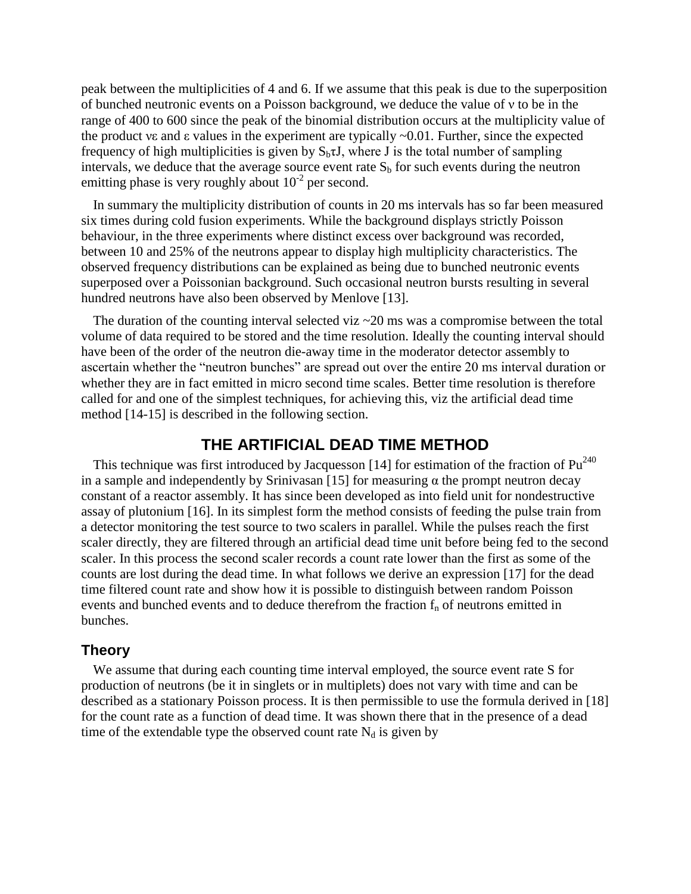peak between the multiplicities of 4 and 6. If we assume that this peak is due to the superposition of bunched neutronic events on a Poisson background, we deduce the value of $\nu$ to be in the range of 400 to 600 since the peak of the binomial distribution occurs at the multiplicity value of the product $\nu\varepsilon$ and $\varepsilon$ values in the experiment are typically ~0.01. Further, since the expected frequency of high multiplicities is given by $S_b\tau J$, where J is the total number of sampling intervals, we deduce that the average source event rate $S_b$ for such events during the neutron emitting phase is very roughly about $10^{-2}$ per second.

In summary the multiplicity distribution of counts in 20 ms intervals has so far been measured six times during cold fusion experiments. While the background displays strictly Poisson behaviour, in the three experiments where distinct excess over background was recorded, between 10 and 25% of the neutrons appear to display high multiplicity characteristics. The observed frequency distributions can be explained as being due to bunched neutronic events superposed over a Poissonian background. Such occasional neutron bursts resulting in several hundred neutrons have also been observed by Menlove [13].

The duration of the counting interval selected viz ~20 ms was a compromise between the total volume of data required to be stored and the time resolution. Ideally the counting interval should have been of the order of the neutron die-away time in the moderator detector assembly to ascertain whether the "neutron bunches" are spread out over the entire 20 ms interval duration or whether they are in fact emitted in micro second time scales. Better time resolution is therefore called for and one of the simplest techniques, for achieving this, viz the artificial dead time method [14-15] is described in the following section.

## THE ARTIFICIAL DEAD TIME METHOD

This technique was first introduced by Jacquesson [14] for estimation of the fraction of $Pu^{240}$ in a sample and independently by Srinivasan [15] for measuring $\alpha$ the prompt neutron decay constant of a reactor assembly. It has since been developed as into field unit for nondestructive assay of plutonium [16]. In its simplest form the method consists of feeding the pulse train from a detector monitoring the test source to two scalers in parallel. While the pulses reach the first scaler directly, they are filtered through an artificial dead time unit before being fed to the second scaler. In this process the second scaler records a count rate lower than the first as some of the counts are lost during the dead time. In what follows we derive an expression [17] for the dead time filtered count rate and show how it is possible to distinguish between random Poisson events and bunched events and to deduce therefrom the fraction $f_n$ of neutrons emitted in bunches.

### Theory

We assume that during each counting time interval employed, the source event rate S for production of neutrons (be it in singlets or in multiplets) does not vary with time and can be described as a stationary Poisson process. It is then permissible to use the formula derived in [18] for the count rate as a function of dead time. It was shown there that in the presence of a dead time of the extendable type the observed count rate $N_d$ is given by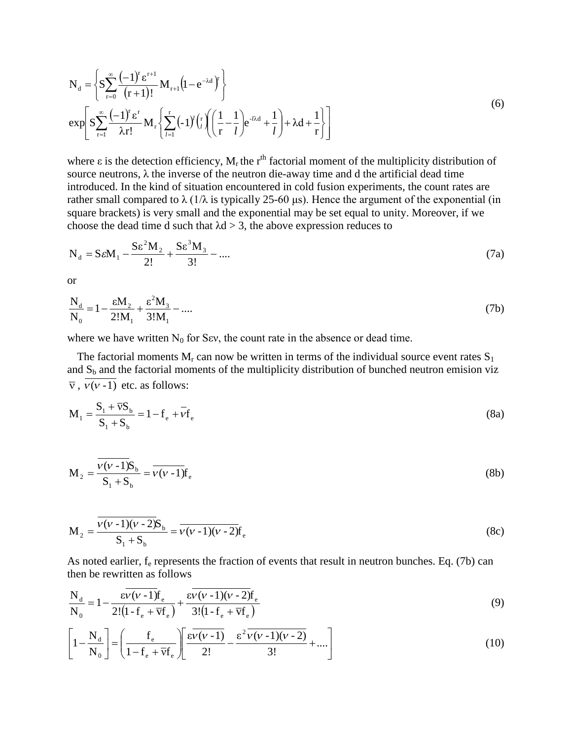$$N_d = \left\{ S\sum_{r=0}^{\infty} \frac{(-1)^r \varepsilon^{r+1}}{(r+1)!} M_{r+1} \left(1 - e^{-\lambda d}\right)^r \right\}$$
$$\exp\left[ S\sum_{r=1}^{\infty} \frac{(-1)^r \varepsilon^r}{\lambda r!} M_r \left\{ \sum_{l=1}^{r} (-1)^l \binom{r}{l} \left( \left( \frac{1}{r} - \frac{1}{l} \right) e^{-l\lambda d} + \frac{1}{l} \right) + \lambda d + \frac{1}{r} \right\} \right] \tag{6}$$

where $\varepsilon$ is the detection efficiency, $M_r$ the r[th] factorial moment of the multiplicity distribution of source neutrons, $\lambda$ the inverse of the neutron die-away time and d the artificial dead time introduced. In the kind of situation encountered in cold fusion experiments, the count rates are rather small compared to $\lambda$ ($1/\lambda$ is typically 25-60 μs). Hence the argument of the exponential (in square brackets) is very small and the exponential may be set equal to unity. Moreover, if we choose the dead time d such that $\lambda d > 3$, the above expression reduces to

$$N_d = S\varepsilon M_1 - \frac{S\varepsilon^2 M_2}{2!} + \frac{S\varepsilon^3 M_3}{3!} - .... \tag{7a}$$

or

$$\frac{N_d}{N_0} = 1 - \frac{\varepsilon M_2}{2! M_1} + \frac{\varepsilon^2 M_3}{3! M_1} - .... \tag{7b}$$

where we have written $N_0$ for $S\varepsilon\nu$, the count rate in the absence or dead time.

The factorial moments $M_r$ can now be written in terms of the individual source event rates $S_1$ and $S_b$ and the factorial moments of the multiplicity distribution of bunched neutron emision viz $\overline{\nu}$, $\overline{\nu(\nu - 1)}$ etc. as follows:

$$M_1 = \frac{S_1 + \overline{\nu} S_b}{S_1 + S_b} = 1 - f_e + \overline{\nu} f_e \tag{8a}$$

$$M_2 = \frac{\overline{\nu(\nu - 1)} S_b}{S_1 + S_b} = \overline{\nu(\nu - 1)} f_e \tag{8b}$$

$$M_2 = \frac{\overline{\nu(\nu - 1)(\nu - 2)} S_b}{S_1 + S_b} = \overline{\nu(\nu - 1)(\nu - 2)} f_e \tag{8c}$$

As noted earlier, $f_e$ represents the fraction of events that result in neutron bunches. Eq. (7b) can then be rewritten as follows

$$\frac{N_d}{N_0} = 1 - \frac{\varepsilon \overline{\nu(\nu - 1)} f_e}{2!\left(1 - f_e + \overline{\nu} f_e\right)} + \frac{\varepsilon \overline{\nu(\nu - 1)(\nu - 2)} f_e}{3!\left(1 - f_e + \overline{\nu} f_e\right)} \tag{9}$$

$$\left[1 - \frac{N_d}{N_0}\right] = \left(\frac{f_e}{1 - f_e + \overline{\nu} f_e}\right) \left[\frac{\varepsilon \overline{\nu(\nu - 1)}}{2!} - \frac{\varepsilon^2 \overline{\nu(\nu - 1)(\nu - 2)}}{3!} + ....\right] \tag{10}$$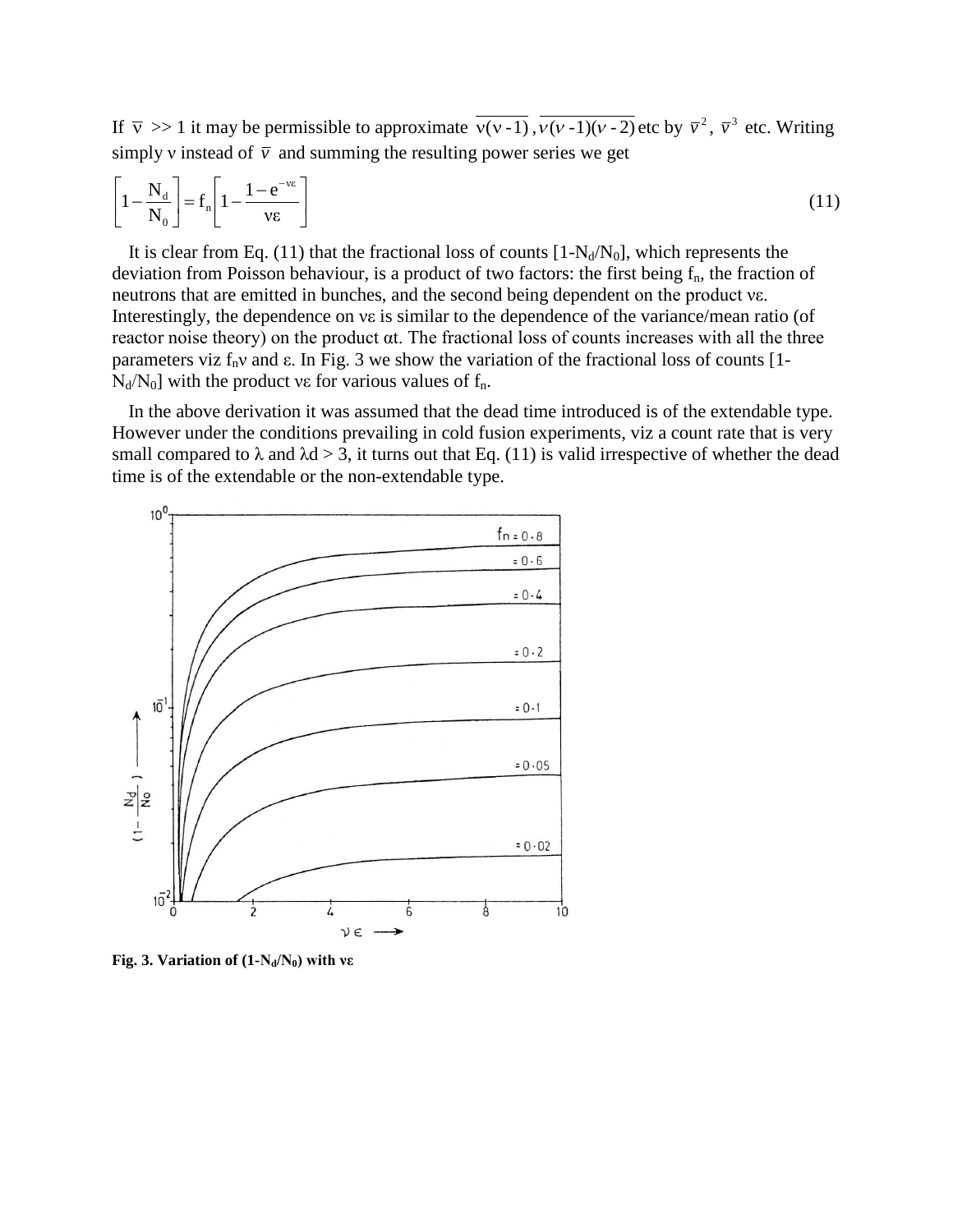If $\bar{\nu} >> 1$ it may be permissible to approximate $\overline{\nu(\nu-1)}$, $\overline{\nu(\nu-1)(\nu-2)}$ etc by $\bar{\nu}^2$, $\bar{\nu}^3$ etc. Writing simply ν instead of $\bar{\nu}$ and summing the resulting power series we get

$$\left[1-\frac{N_d}{N_0}\right] = f_n\left[1-\frac{1-e^{-\nu\varepsilon}}{\nu\varepsilon}\right] \tag{11}$$

It is clear from Eq. (11) that the fractional loss of counts $[1-N_d/N_0]$, which represents the deviation from Poisson behaviour, is a product of two factors: the first being $f_n$, the fraction of neutrons that are emitted in bunches, and the second being dependent on the product νε. Interestingly, the dependence on νε is similar to the dependence of the variance/mean ratio (of reactor noise theory) on the product αt. The fractional loss of counts increases with all the three parameters viz $f_n\nu$ and ε. In Fig. 3 we show the variation of the fractional loss of counts $[1-N_d/N_0]$ with the product νε for various values of $f_n$.

In the above derivation it was assumed that the dead time introduced is of the extendable type. However under the conditions prevailing in cold fusion experiments, viz a count rate that is very small compared to λ and λd > 3, it turns out that Eq. (11) is valid irrespective of whether the dead time is of the extendable or the non-extendable type.

**Fig. 3. Variation of $(1-N_d/N_0)$ with νε**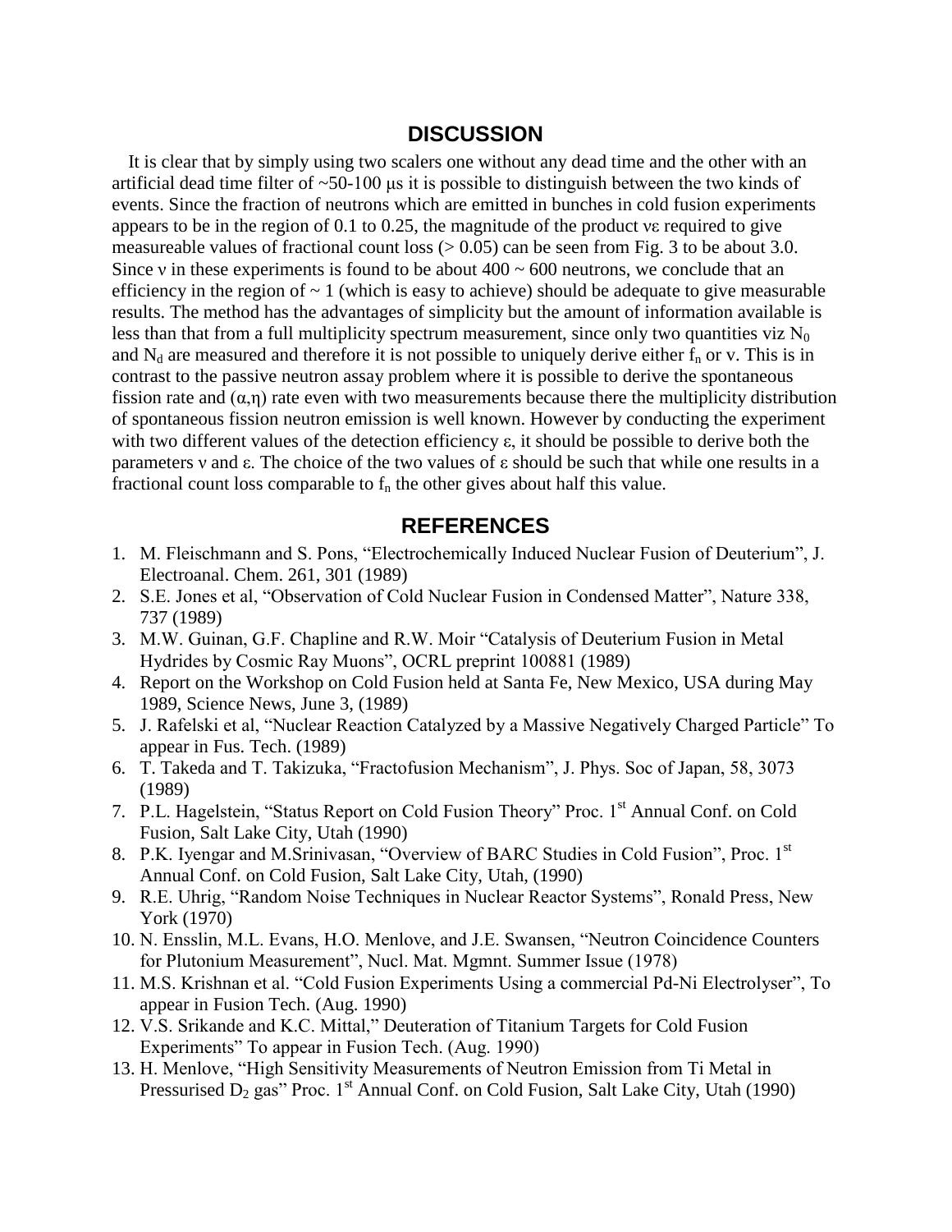## DISCUSSION

It is clear that by simply using two scalers one without any dead time and the other with an artificial dead time filter of ~50-100 μs it is possible to distinguish between the two kinds of events. Since the fraction of neutrons which are emitted in bunches in cold fusion experiments appears to be in the region of 0.1 to 0.25, the magnitude of the product $\nu\varepsilon$ required to give measureable values of fractional count loss (> 0.05) can be seen from Fig. 3 to be about 3.0. Since $\nu$ in these experiments is found to be about 400 ~ 600 neutrons, we conclude that an efficiency in the region of ~ 1 (which is easy to achieve) should be adequate to give measurable results. The method has the advantages of simplicity but the amount of information available is less than that from a full multiplicity spectrum measurement, since only two quantities viz $N_0$ and $N_d$ are measured and therefore it is not possible to uniquely derive either $f_n$ or $\nu$. This is in contrast to the passive neutron assay problem where it is possible to derive the spontaneous fission rate and ($\alpha$,$\eta$) rate even with two measurements because there the multiplicity distribution of spontaneous fission neutron emission is well known. However by conducting the experiment with two different values of the detection efficiency $\varepsilon$, it should be possible to derive both the parameters $\nu$ and $\varepsilon$. The choice of the two values of $\varepsilon$ should be such that while one results in a fractional count loss comparable to $f_n$ the other gives about half this value.

## REFERENCES

1. M. Fleischmann and S. Pons, "Electrochemically Induced Nuclear Fusion of Deuterium", J. Electroanal. Chem. 261, 301 (1989)
2. S.E. Jones et al, "Observation of Cold Nuclear Fusion in Condensed Matter", Nature 338, 737 (1989)
3. M.W. Guinan, G.F. Chapline and R.W. Moir "Catalysis of Deuterium Fusion in Metal Hydrides by Cosmic Ray Muons", OCRL preprint 100881 (1989)
4. Report on the Workshop on Cold Fusion held at Santa Fe, New Mexico, USA during May 1989, Science News, June 3, (1989)
5. J. Rafelski et al, "Nuclear Reaction Catalyzed by a Massive Negatively Charged Particle" To appear in Fus. Tech. (1989)
6. T. Takeda and T. Takizuka, "Fractofusion Mechanism", J. Phys. Soc of Japan, 58, 3073 (1989)
7. P.L. Hagelstein, "Status Report on Cold Fusion Theory" Proc. 1st Annual Conf. on Cold Fusion, Salt Lake City, Utah (1990)
8. P.K. Iyengar and M.Srinivasan, "Overview of BARC Studies in Cold Fusion", Proc. 1st Annual Conf. on Cold Fusion, Salt Lake City, Utah, (1990)
9. R.E. Uhrig, "Random Noise Techniques in Nuclear Reactor Systems", Ronald Press, New York (1970)
10. N. Ensslin, M.L. Evans, H.O. Menlove, and J.E. Swansen, "Neutron Coincidence Counters for Plutonium Measurement", Nucl. Mat. Mgmnt. Summer Issue (1978)
11. M.S. Krishnan et al. "Cold Fusion Experiments Using a commercial Pd-Ni Electrolyser", To appear in Fusion Tech. (Aug. 1990)
12. V.S. Srikande and K.C. Mittal," Deuteration of Titanium Targets for Cold Fusion Experiments" To appear in Fusion Tech. (Aug. 1990)
13. H. Menlove, "High Sensitivity Measurements of Neutron Emission from Ti Metal in Pressurised $D_2$ gas" Proc. 1st Annual Conf. on Cold Fusion, Salt Lake City, Utah (1990)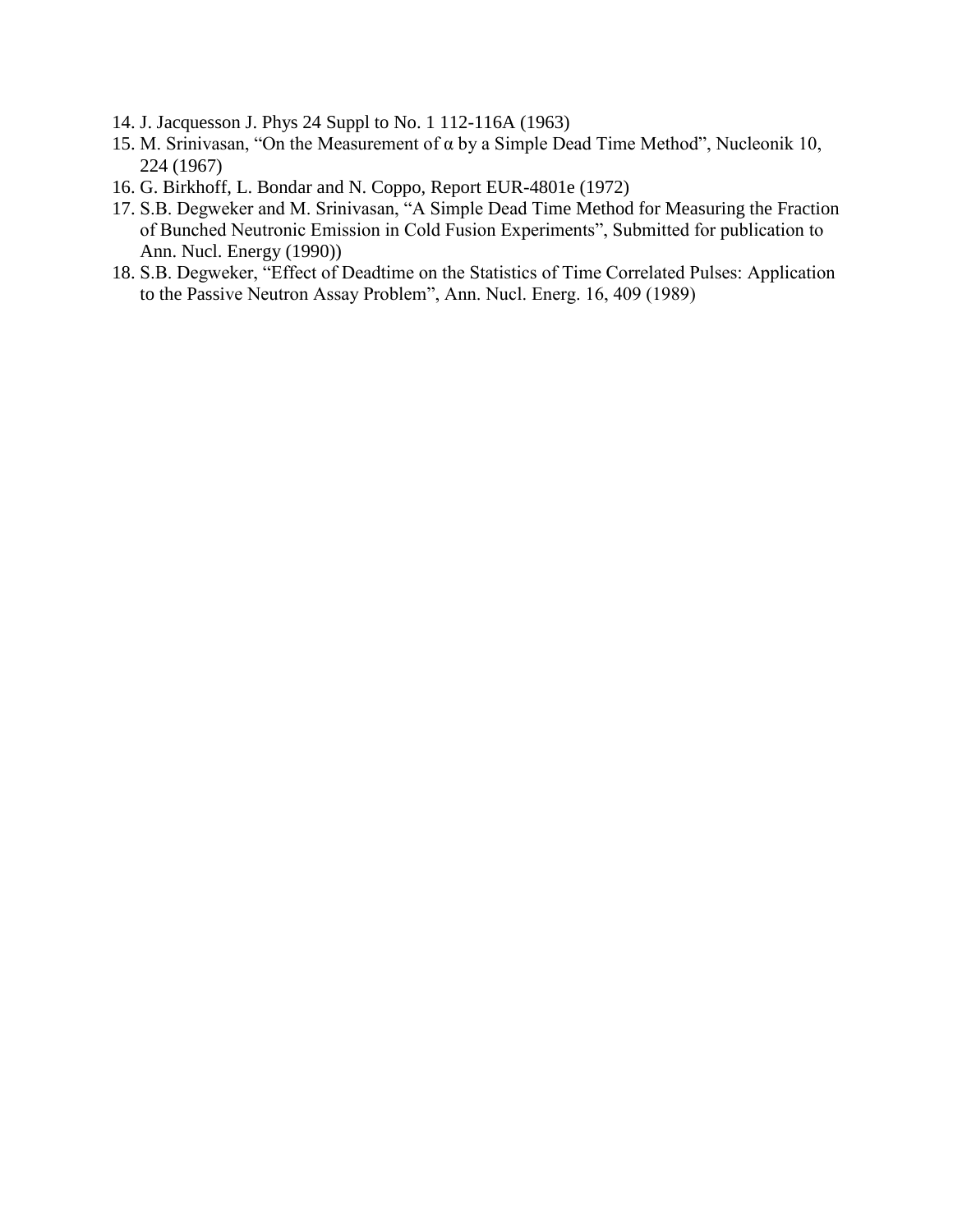14. J. Jacquesson J. Phys 24 Suppl to No. 1 112-116A (1963)
15. M. Srinivasan, “On the Measurement of $\alpha$ by a Simple Dead Time Method”, Nucleonik 10, 224 (1967)
16. G. Birkhoff, L. Bondar and N. Coppo, Report EUR-4801e (1972)
17. S.B. Degweker and M. Srinivasan, “A Simple Dead Time Method for Measuring the Fraction of Bunched Neutronic Emission in Cold Fusion Experiments”, Submitted for publication to Ann. Nucl. Energy (1990))
18. S.B. Degweker, “Effect of Deadtime on the Statistics of Time Correlated Pulses: Application to the Passive Neutron Assay Problem”, Ann. Nucl. Energ. 16, 409 (1989)